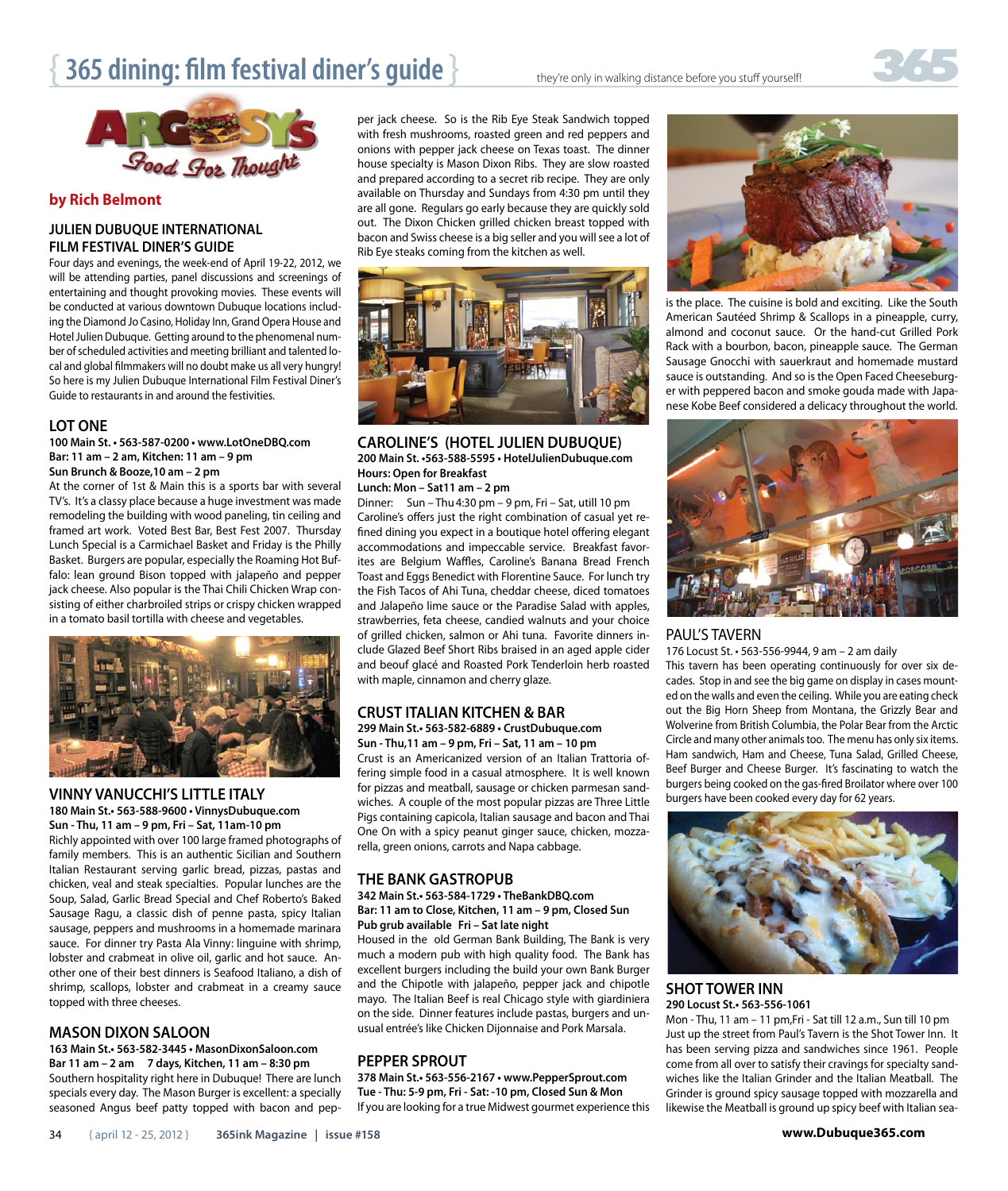# 365 dining: film festival diner's guide

they're only in walking distance before you stuff yourself!

ARGOSY'S *Food For Thought*

**by Rich Belmont**

## JULIEN DUBUQUE INTERNATIONAL FILM FESTIVAL DINER'S GUIDE

Four days and evenings, the week-end of April 19-22, 2012, we will be attending parties, panel discussions and screenings of entertaining and thought provoking movies. These events will be conducted at various downtown Dubuque locations including the Diamond Jo Casino, Holiday Inn, Grand Opera House and Hotel Julien Dubuque. Getting around to the phenomenal number of scheduled activities and meeting brilliant and talented local and global filmmakers will no doubt make us all very hungry! So here is my Julien Dubuque International Film Festival Diner's Guide to restaurants in and around the festivities.

## LOT ONE

**100 Main St. • 563-587-0200 • www.LotOneDBQ.com**
**Bar: 11 am – 2 am, Kitchen: 11 am – 9 pm**
**Sun Brunch & Booze,10 am – 2 pm**

At the corner of 1st & Main this is a sports bar with several TV's. It's a classy place because a huge investment was made remodeling the building with wood paneling, tin ceiling and framed art work. Voted Best Bar, Best Fest 2007. Thursday Lunch Special is a Carmichael Basket and Friday is the Philly Basket. Burgers are popular, especially the Roaming Hot Buffalo: lean ground Bison topped with jalapeño and pepper jack cheese. Also popular is the Thai Chili Chicken Wrap consisting of either charbroiled strips or crispy chicken wrapped in a tomato basil tortilla with cheese and vegetables.

## VINNY VANUCCHI'S LITTLE ITALY

**180 Main St.• 563-588-9600 • VinnysDubuque.com**
**Sun - Thu, 11 am – 9 pm, Fri – Sat, 11am-10 pm**

Richly appointed with over 100 large framed photographs of family members. This is an authentic Sicilian and Southern Italian Restaurant serving garlic bread, pizzas, pastas and chicken, veal and steak specialties. Popular lunches are the Soup, Salad, Garlic Bread Special and Chef Roberto's Baked Sausage Ragu, a classic dish of penne pasta, spicy Italian sausage, peppers and mushrooms in a homemade marinara sauce. For dinner try Pasta Ala Vinny: linguine with shrimp, lobster and crabmeat in olive oil, garlic and hot sauce. Another one of their best dinners is Seafood Italiano, a dish of shrimp, scallops, lobster and crabmeat in a creamy sauce topped with three cheeses.

## MASON DIXON SALOON

**163 Main St.• 563-582-3445 • MasonDixonSaloon.com**
**Bar 11 am – 2 am 7 days, Kitchen, 11 am – 8:30 pm**

Southern hospitality right here in Dubuque! There are lunch specials every day. The Mason Burger is excellent: a specially seasoned Angus beef patty topped with bacon and pepper jack cheese. So is the Rib Eye Steak Sandwich topped with fresh mushrooms, roasted green and red peppers and onions with pepper jack cheese on Texas toast. The dinner house specialty is Mason Dixon Ribs. They are slow roasted and prepared according to a secret rib recipe. They are only available on Thursday and Sundays from 4:30 pm until they are all gone. Regulars go early because they are quickly sold out. The Dixon Chicken grilled chicken breast topped with bacon and Swiss cheese is a big seller and you will see a lot of Rib Eye steaks coming from the kitchen as well.

## CAROLINE'S (HOTEL JULIEN DUBUQUE)

**200 Main St. •563-588-5595 • HotelJulienDubuque.com**
**Hours: Open for Breakfast**
**Lunch: Mon – Sat11 am – 2 pm**

Dinner: Sun – Thu 4:30 pm – 9 pm, Fri – Sat, utill 10 pm

Caroline's offers just the right combination of casual yet refined dining you expect in a boutique hotel offering elegant accommodations and impeccable service. Breakfast favorites are Belgium Waffles, Caroline's Banana Bread French Toast and Eggs Benedict with Florentine Sauce. For lunch try the Fish Tacos of Ahi Tuna, cheddar cheese, diced tomatoes and Jalapeño lime sauce or the Paradise Salad with apples, strawberries, feta cheese, candied walnuts and your choice of grilled chicken, salmon or Ahi tuna. Favorite dinners include Glazed Beef Short Ribs braised in an aged apple cider and beouf glacé and Roasted Pork Tenderloin herb roasted with maple, cinnamon and cherry glaze.

## CRUST ITALIAN KITCHEN & BAR

**299 Main St.• 563-582-6889 • CrustDubuque.com**
**Sun - Thu,11 am – 9 pm, Fri – Sat, 11 am – 10 pm**

Crust is an Americanized version of an Italian Trattoria offering simple food in a casual atmosphere. It is well known for pizzas and meatball, sausage or chicken parmesan sandwiches. A couple of the most popular pizzas are Three Little Pigs containing capicola, Italian sausage and bacon and Thai One On with a spicy peanut ginger sauce, chicken, mozzarella, green onions, carrots and Napa cabbage.

## THE BANK GASTROPUB

**342 Main St.• 563-584-1729 • TheBankDBQ.com**
**Bar: 11 am to Close, Kitchen, 11 am – 9 pm, Closed Sun**
**Pub grub available Fri – Sat late night**

Housed in the old German Bank Building, The Bank is very much a modern pub with high quality food. The Bank has excellent burgers including the build your own Bank Burger and the Chipotle with jalapeño, pepper jack and chipotle mayo. The Italian Beef is real Chicago style with giardiniera on the side. Dinner features include pastas, burgers and unusual entrée's like Chicken Dijonnaise and Pork Marsala.

## PEPPER SPROUT

**378 Main St.• 563-556-2167 • www.PepperSprout.com**
**Tue - Thu: 5-9 pm, Fri - Sat: -10 pm, Closed Sun & Mon**

If you are looking for a true Midwest gourmet experience this is the place. The cuisine is bold and exciting. Like the South American Sautéed Shrimp & Scallops in a pineapple, curry, almond and coconut sauce. Or the hand-cut Grilled Pork Rack with a bourbon, bacon, pineapple sauce. The German Sausage Gnocchi with sauerkraut and homemade mustard sauce is outstanding. And so is the Open Faced Cheeseburger with peppered bacon and smoke gouda made with Japanese Kobe Beef considered a delicacy throughout the world.

## PAUL'S TAVERN

176 Locust St. • 563-556-9944, 9 am – 2 am daily

This tavern has been operating continuously for over six decades. Stop in and see the big game on display in cases mounted on the walls and even the ceiling. While you are eating check out the Big Horn Sheep from Montana, the Grizzly Bear and Wolverine from British Columbia, the Polar Bear from the Arctic Circle and many other animals too. The menu has only six items. Ham sandwich, Ham and Cheese, Tuna Salad, Grilled Cheese, Beef Burger and Cheese Burger. It's fascinating to watch the burgers being cooked on the gas-fired Broilator where over 100 burgers have been cooked every day for 62 years.

## SHOT TOWER INN

**290 Locust St.• 563-556-1061**

Mon - Thu, 11 am – 11 pm,Fri - Sat till 12 a.m., Sun till 10 pm

Just up the street from Paul's Tavern is the Shot Tower Inn. It has been serving pizza and sandwiches since 1961. People come from all over to satisfy their cravings for specialty sandwiches like the Italian Grinder and the Italian Meatball. The Grinder is ground spicy sausage topped with mozzarella and likewise the Meatball is ground up spicy beef with Italian sea-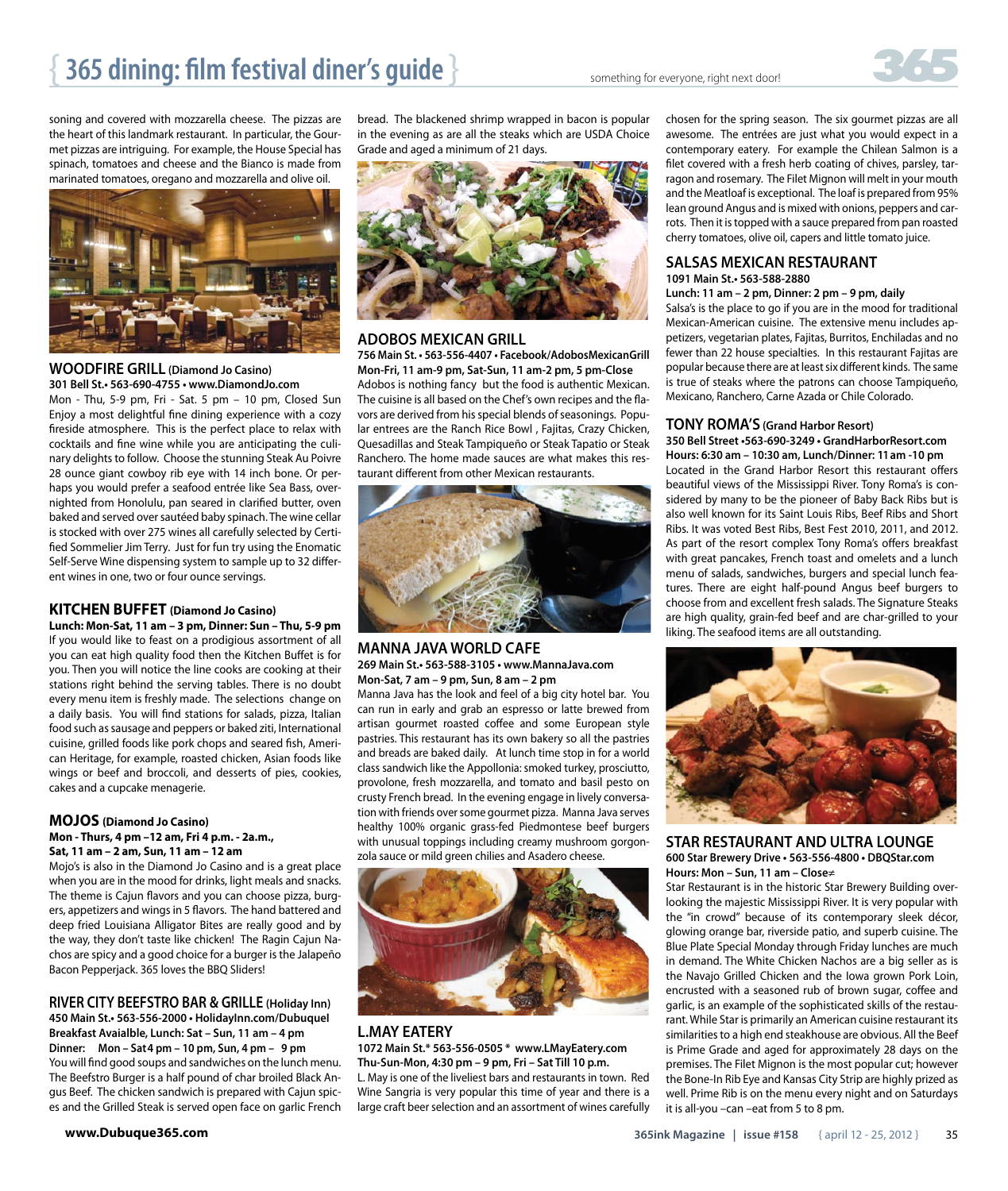soning and covered with mozzarella cheese. The pizzas are the heart of this landmark restaurant. In particular, the Gourmet pizzas are intriguing. For example, the House Special has spinach, tomatoes and cheese and the Bianco is made from marinated tomatoes, oregano and mozzarella and olive oil.

## WOODFIRE GRILL (Diamond Jo Casino)

**301 Bell St.• 563-690-4755 • www.DiamondJo.com**

Mon - Thu, 5-9 pm, Fri - Sat. 5 pm – 10 pm, Closed Sun

Enjoy a most delightful fine dining experience with a cozy fireside atmosphere. This is the perfect place to relax with cocktails and fine wine while you are anticipating the culinary delights to follow. Choose the stunning Steak Au Poivre 28 ounce giant cowboy rib eye with 14 inch bone. Or perhaps you would prefer a seafood entrée like Sea Bass, overnighted from Honolulu, pan seared in clarified butter, oven baked and served over sautéed baby spinach. The wine cellar is stocked with over 275 wines all carefully selected by Certified Sommelier Jim Terry. Just for fun try using the Enomatic Self-Serve Wine dispensing system to sample up to 32 different wines in one, two or four ounce servings.

## KITCHEN BUFFET (Diamond Jo Casino)

**Lunch: Mon-Sat, 11 am – 3 pm, Dinner: Sun – Thu, 5-9 pm**

If you would like to feast on a prodigious assortment of all you can eat high quality food then the Kitchen Buffet is for you. Then you will notice the line cooks are cooking at their stations right behind the serving tables. There is no doubt every menu item is freshly made. The selections change on a daily basis. You will find stations for salads, pizza, Italian food such as sausage and peppers or baked ziti, International cuisine, grilled foods like pork chops and seared fish, American Heritage, for example, roasted chicken, Asian foods like wings or beef and broccoli, and desserts of pies, cookies, cakes and a cupcake menagerie.

## MOJOS (Diamond Jo Casino)

**Mon - Thurs, 4 pm –12 am, Fri 4 p.m. - 2a.m., Sat, 11 am – 2 am, Sun, 11 am – 12 am**

Mojo's is also in the Diamond Jo Casino and is a great place when you are in the mood for drinks, light meals and snacks. The theme is Cajun flavors and you can choose pizza, burgers, appetizers and wings in 5 flavors. The hand battered and deep fried Louisiana Alligator Bites are really good and by the way, they don't taste like chicken! The Ragin Cajun Nachos are spicy and a good choice for a burger is the Jalapeño Bacon Pepperjack. 365 loves the BBQ Sliders!

## RIVER CITY BEEFSTRO BAR & GRILLE (Holiday Inn)

**450 Main St.• 563-556-2000 • HolidayInn.com/Dubuquel**

**Breakfast Avaialble, Lunch: Sat – Sun, 11 am – 4 pm**

**Dinner: Mon – Sat 4 pm – 10 pm, Sun, 4 pm – 9 pm**

You will find good soups and sandwiches on the lunch menu. The Beefstro Burger is a half pound of char broiled Black Angus Beef. The chicken sandwich is prepared with Cajun spices and the Grilled Steak is served open face on garlic French bread. The blackened shrimp wrapped in bacon is popular in the evening as are all the steaks which are USDA Choice Grade and aged a minimum of 21 days.

## ADOBOS MEXICAN GRILL

**756 Main St. • 563-556-4407 • Facebook/AdobosMexicanGrill**

**Mon-Fri, 11 am-9 pm, Sat-Sun, 11 am-2 pm, 5 pm-Close**

Adobos is nothing fancy but the food is authentic Mexican. The cuisine is all based on the Chef's own recipes and the flavors are derived from his special blends of seasonings. Popular entrees are the Ranch Rice Bowl , Fajitas, Crazy Chicken, Quesadillas and Steak Tampiqueño or Steak Tapatio or Steak Ranchero. The home made sauces are what makes this restaurant different from other Mexican restaurants.

## MANNA JAVA WORLD CAFE

**269 Main St.• 563-588-3105 • www.MannaJava.com**

**Mon-Sat, 7 am – 9 pm, Sun, 8 am – 2 pm**

Manna Java has the look and feel of a big city hotel bar. You can run in early and grab an espresso or latte brewed from artisan gourmet roasted coffee and some European style pastries. This restaurant has its own bakery so all the pastries and breads are baked daily. At lunch time stop in for a world class sandwich like the Appollonia: smoked turkey, prosciutto, provolone, fresh mozzarella, and tomato and basil pesto on crusty French bread. In the evening engage in lively conversation with friends over some gourmet pizza. Manna Java serves healthy 100% organic grass-fed Piedmontese beef burgers with unusual toppings including creamy mushroom gorgonzola sauce or mild green chilies and Asadero cheese.

## L.MAY EATERY

**1072 Main St.* 563-556-0505 * www.LMayEatery.com**

**Thu-Sun-Mon, 4:30 pm – 9 pm, Fri – Sat Till 10 p.m.**

L. May is one of the liveliest bars and restaurants in town. Red Wine Sangria is very popular this time of year and there is a large craft beer selection and an assortment of wines carefully chosen for the spring season. The six gourmet pizzas are all awesome. The entrées are just what you would expect in a contemporary eatery. For example the Chilean Salmon is a filet covered with a fresh herb coating of chives, parsley, tarragon and rosemary. The Filet Mignon will melt in your mouth and the Meatloaf is exceptional. The loaf is prepared from 95% lean ground Angus and is mixed with onions, peppers and carrots. Then it is topped with a sauce prepared from pan roasted cherry tomatoes, olive oil, capers and little tomato juice.

## SALSAS MEXICAN RESTAURANT

**1091 Main St.• 563-588-2880**

**Lunch: 11 am – 2 pm, Dinner: 2 pm – 9 pm, daily**

Salsa's is the place to go if you are in the mood for traditional Mexican-American cuisine. The extensive menu includes appetizers, vegetarian plates, Fajitas, Burritos, Enchiladas and no fewer than 22 house specialties. In this restaurant Fajitas are popular because there are at least six different kinds. The same is true of steaks where the patrons can choose Tampiqueño, Mexicano, Ranchero, Carne Azada or Chile Colorado.

## TONY ROMA'S (Grand Harbor Resort)

**350 Bell Street •563-690-3249 • GrandHarborResort.com**

**Hours: 6:30 am – 10:30 am, Lunch/Dinner: 11 am -10 pm**

Located in the Grand Harbor Resort this restaurant offers beautiful views of the Mississippi River. Tony Roma's is considered by many to be the pioneer of Baby Back Ribs but is also well known for its Saint Louis Ribs, Beef Ribs and Short Ribs. It was voted Best Ribs, Best Fest 2010, 2011, and 2012. As part of the resort complex Tony Roma's offers breakfast with great pancakes, French toast and omelets and a lunch menu of salads, sandwiches, burgers and special lunch features. There are eight half-pound Angus beef burgers to choose from and excellent fresh salads. The Signature Steaks are high quality, grain-fed beef and are char-grilled to your liking. The seafood items are all outstanding.

## STAR RESTAURANT AND ULTRA LOUNGE

**600 Star Brewery Drive • 563-556-4800 • DBQStar.com**

**Hours: Mon – Sun, 11 am – Close≠**

Star Restaurant is in the historic Star Brewery Building overlooking the majestic Mississippi River. It is very popular with the "in crowd" because of its contemporary sleek décor, glowing orange bar, riverside patio, and superb cuisine. The Blue Plate Special Monday through Friday lunches are much in demand. The White Chicken Nachos are a big seller as is the Navajo Grilled Chicken and the Iowa grown Pork Loin, encrusted with a seasoned rub of brown sugar, coffee and garlic, is an example of the sophisticated skills of the restaurant. While Star is primarily an American cuisine restaurant its similarities to a high end steakhouse are obvious. All the Beef is Prime Grade and aged for approximately 28 days on the premises. The Filet Mignon is the most popular cut; however the Bone-In Rib Eye and Kansas City Strip are highly prized as well. Prime Rib is on the menu every night and on Saturdays it is all-you –can –eat from 5 to 8 pm.